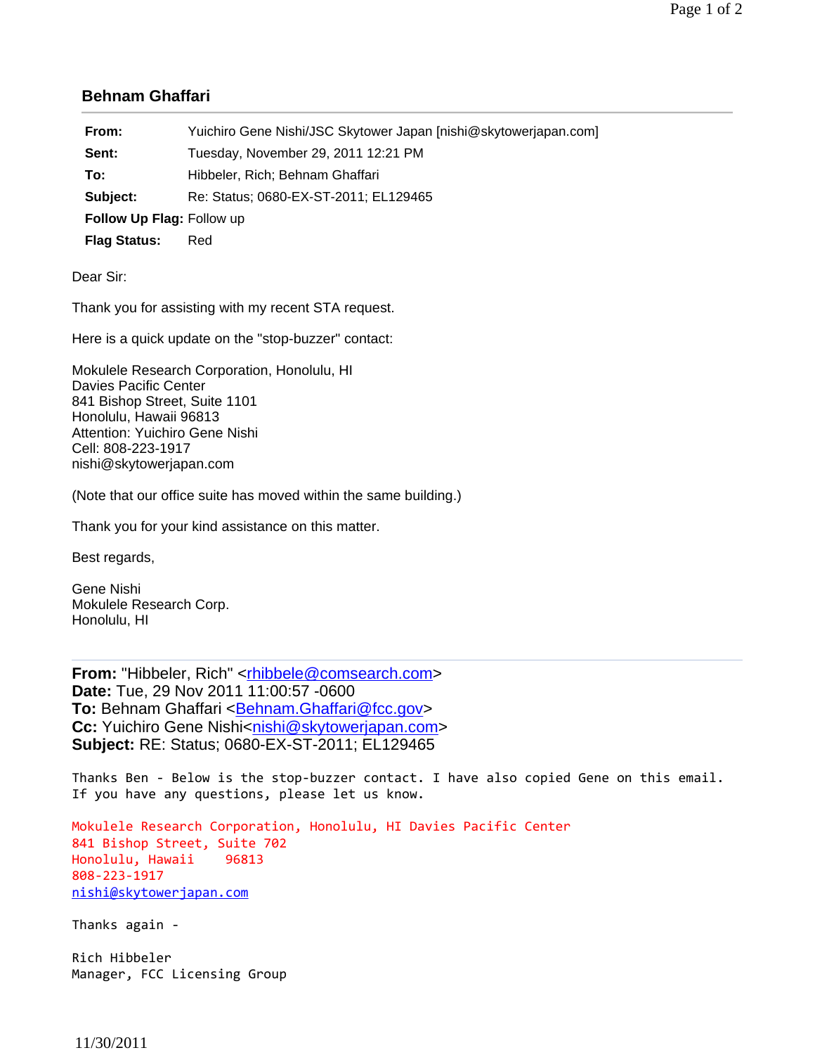## Behnam Ghaffari

| | |
|---|---|
| **From:** | Yuichiro Gene Nishi/JSC Skytower Japan [nishi@skytowerjapan.com] |
| **Sent:** | Tuesday, November 29, 2011 12:21 PM |
| **To:** | Hibbeler, Rich; Behnam Ghaffari |
| **Subject:** | Re: Status; 0680-EX-ST-2011; EL129465 |
| **Follow Up Flag:** | Follow up |
| **Flag Status:** | Red |

Dear Sir:

Thank you for assisting with my recent STA request.

Here is a quick update on the "stop-buzzer" contact:

Mokulele Research Corporation, Honolulu, HI
Davies Pacific Center
841 Bishop Street, Suite 1101
Honolulu, Hawaii 96813
Attention: Yuichiro Gene Nishi
Cell: 808-223-1917
nishi@skytowerjapan.com

(Note that our office suite has moved within the same building.)

Thank you for your kind assistance on this matter.

Best regards,

Gene Nishi
Mokulele Research Corp.
Honolulu, HI

---

**From:** "Hibbeler, Rich" <rhibbele@comsearch.com>
**Date:** Tue, 29 Nov 2011 11:00:57 -0600
**To:** Behnam Ghaffari <Behnam.Ghaffari@fcc.gov>
**Cc:** Yuichiro Gene Nishi<nishi@skytowerjapan.com>
**Subject:** RE: Status; 0680-EX-ST-2011; EL129465

Thanks Ben - Below is the stop-buzzer contact. I have also copied Gene on this email. If you have any questions, please let us know.

Mokulele Research Corporation, Honolulu, HI Davies Pacific Center
841 Bishop Street, Suite 702
Honolulu, Hawaii 96813
808-223-1917
nishi@skytowerjapan.com

Thanks again -

Rich Hibbeler
Manager, FCC Licensing Group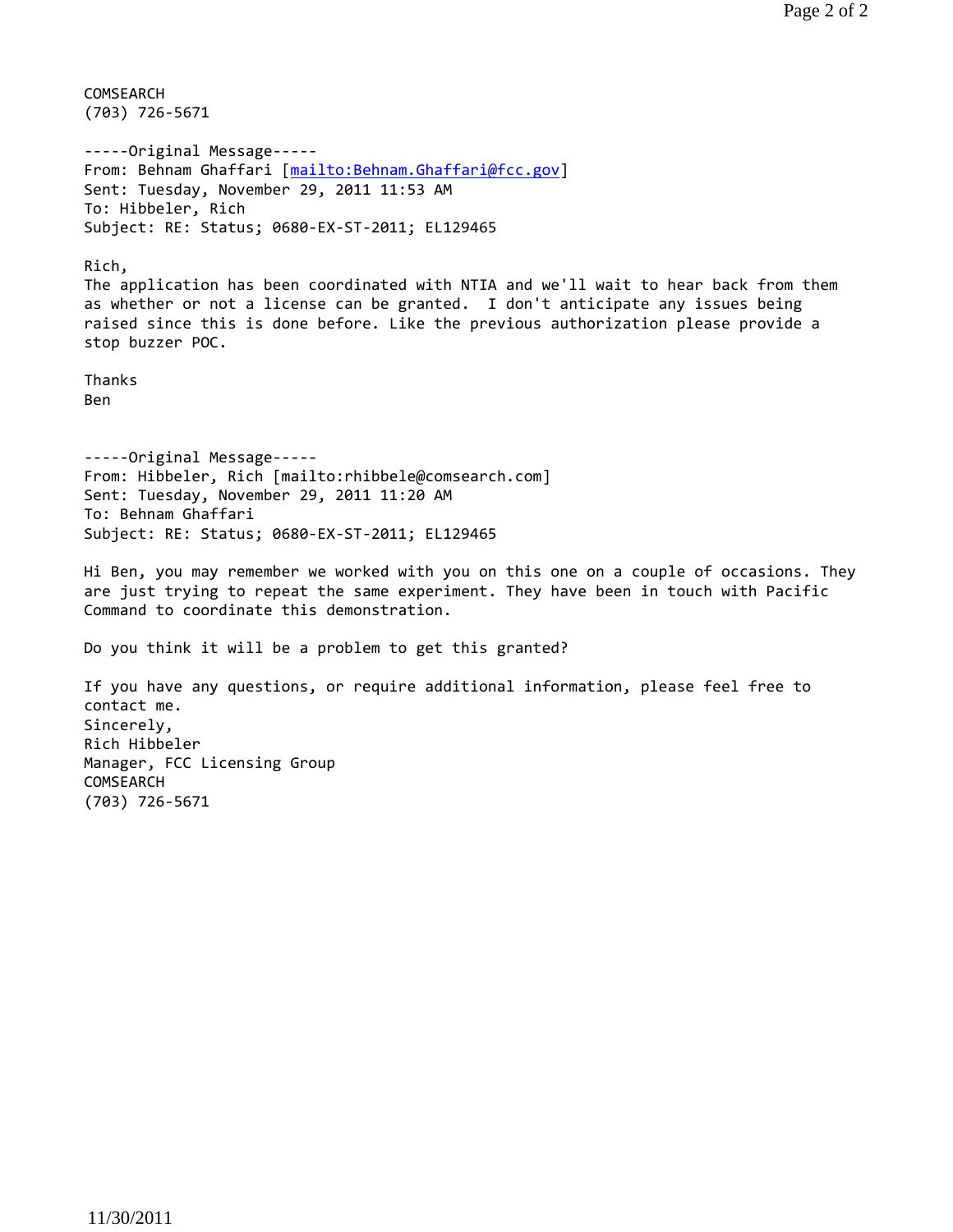COMSEARCH
(703) 726-5671

-----Original Message-----
From: Behnam Ghaffari [mailto:Behnam.Ghaffari@fcc.gov]
Sent: Tuesday, November 29, 2011 11:53 AM
To: Hibbeler, Rich
Subject: RE: Status; 0680-EX-ST-2011; EL129465

Rich,
The application has been coordinated with NTIA and we'll wait to hear back from them as whether or not a license can be granted. I don't anticipate any issues being raised since this is done before. Like the previous authorization please provide a stop buzzer POC.

Thanks
Ben

-----Original Message-----
From: Hibbeler, Rich [mailto:rhibbele@comsearch.com]
Sent: Tuesday, November 29, 2011 11:20 AM
To: Behnam Ghaffari
Subject: RE: Status; 0680-EX-ST-2011; EL129465

Hi Ben, you may remember we worked with you on this one on a couple of occasions. They are just trying to repeat the same experiment. They have been in touch with Pacific Command to coordinate this demonstration.

Do you think it will be a problem to get this granted?

If you have any questions, or require additional information, please feel free to contact me.
Sincerely,
Rich Hibbeler
Manager, FCC Licensing Group
COMSEARCH
(703) 726-5671